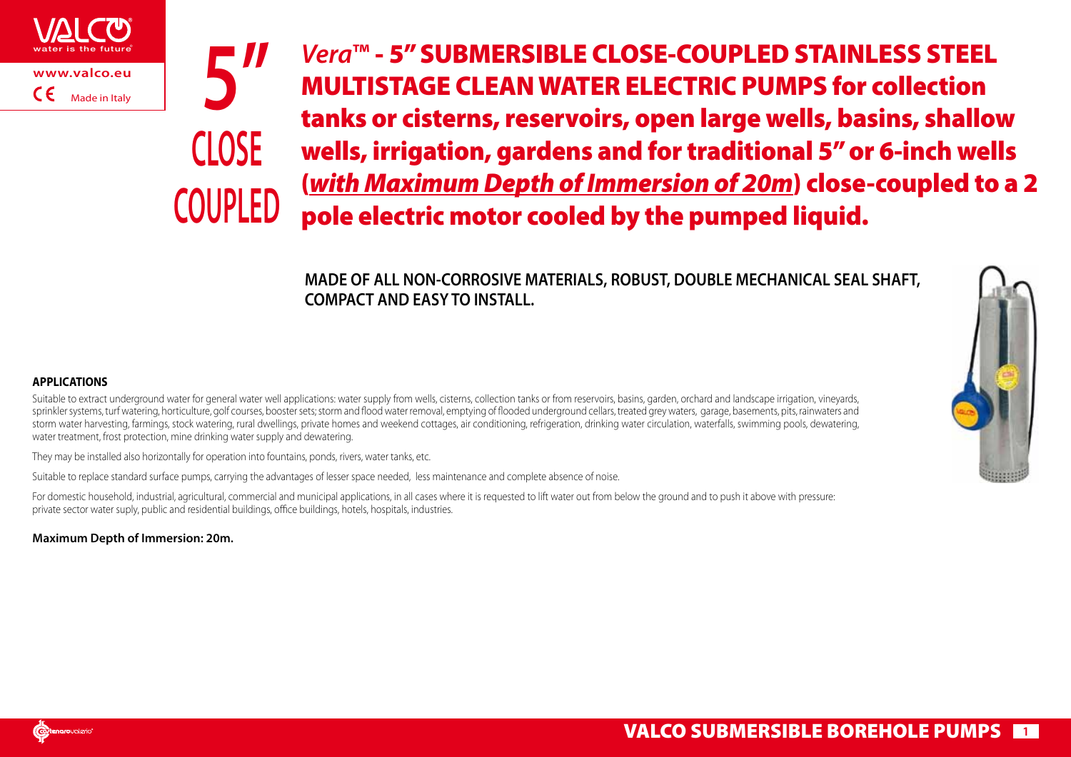**5" CLOSE COUPLED**

# *Vera™* - 5" SUBMERSIBLE CLOSE-COUPLED STAINLESS STEEL MULTISTAGE CLEAN WATER ELECTRIC PUMPS for collection tanks or cisterns, reservoirs, open large wells, basins, shallow wells, irrigation, gardens and for traditional 5" or 6-inch wells (*with Maximum Depth of Immersion of 20m*) close-coupled to a 2 pole electric motor cooled by the pumped liquid.

**MADE OF ALL NON-CORROSIVE MATERIALS, ROBUST, DOUBLE MECHANICAL SEAL SHAFT, COMPACT AND EASY TO INSTALL.**

### APPLICATIONS

Suitable to extract underground water for general water well applications: water supply from wells, cisterns, collection tanks or from reservoirs, basins, garden, orchard and landscape irrigation, vineyards, sprinkler systems, turf watering, horticulture, golf courses, booster sets; storm and flood water removal, emptying of flooded underground cellars, treated grey waters, garage, basements, pits, rainwaters and storm water harvesting, farmings, stock watering, rural dwellings, private homes and weekend cottages, air conditioning, refrigeration, drinking water circulation, waterfalls, swimming pools, dewatering, water treatment, frost protection, mine drinking water supply and dewatering.

They may be installed also horizontally for operation into fountains, ponds, rivers, water tanks, etc.

Suitable to replace standard surface pumps, carrying the advantages of lesser space needed, less maintenance and complete absence of noise.

For domestic household, industrial, agricultural, commercial and municipal applications, in all cases where it is requested to lift water out from below the ground and to push it above with pressure: private sector water suply, public and residential buildings, office buildings, hotels, hospitals, industries.

**Maximum Depth of Immersion: 20m.**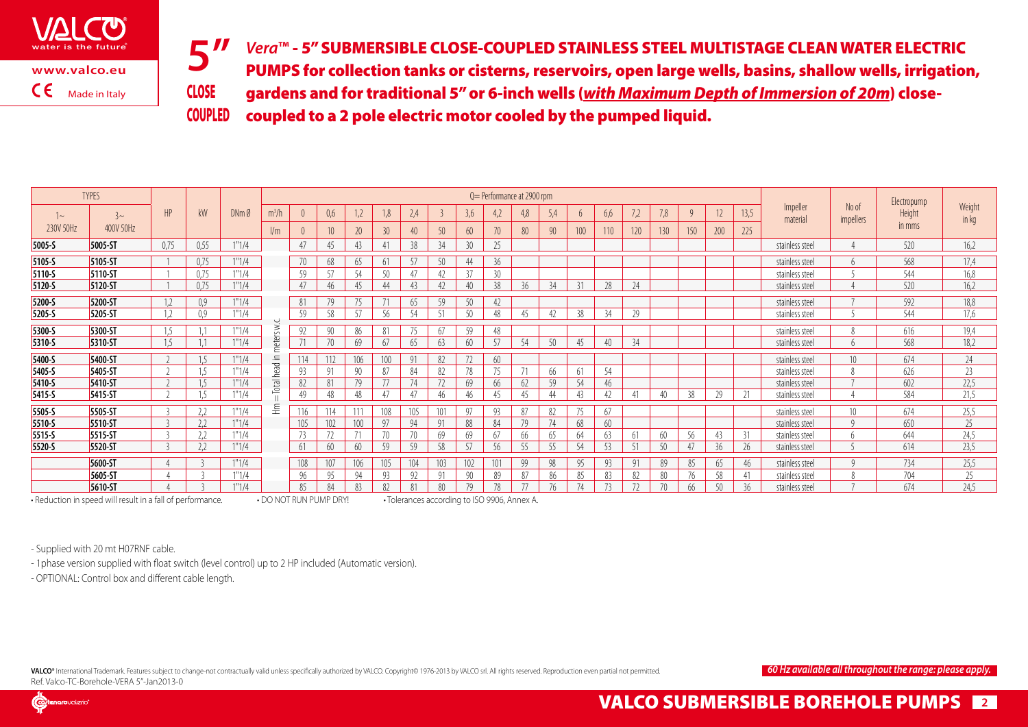# 5" CLOSE COUPLED

## *Vera™* - 5" SUBMERSIBLE CLOSE-COUPLED STAINLESS STEEL MULTISTAGE CLEAN WATER ELECTRIC PUMPS for collection tanks or cisterns, reservoirs, open large wells, basins, shallow wells, irrigation, gardens and for traditional 5" or 6-inch wells (*with Maximum Depth of Immersion of 20m*) close-coupled to a 2 pole electric motor cooled by the pumped liquid.

| TYPES | | HP | kW | DNm Ø | Q= Performance at 2900 rpm | | | | | | | | | | | | | | | | | | | Impeller material | No of impellers | Electropump Height in mms | Weight in kg |
|---|---|---|---|---|---|---|---|---|---|---|---|---|---|---|---|---|---|---|---|---|---|---|---|---|---|---|---|
| 1~ 230V 50Hz | 3~ 400V 50Hz | | | | m³/h | 0 | 0,6 | 1,2 | 1,8 | 2,4 | 3 | 3,6 | 4,2 | 4,8 | 5,4 | 6 | 6,6 | 7,2 | 7,8 | 9 | 12 | 13,5 | | | | | |
| | | | | | l/m | 0 | 10 | 20 | 30 | 40 | 50 | 60 | 70 | 80 | 90 | 100 | 110 | 120 | 130 | 150 | 200 | 225 | | | | | |
| 5005-S | 5005-ST | 0,75 | 0,55 | 1"1/4 | Hm = Total head in meters w.c. | 47 | 45 | 43 | 41 | 38 | 34 | 30 | 25 | | | | | | | | | | | stainless steel | 4 | 520 | 16,2 |
| 5105-S | 5105-ST | 1 | 0,75 | 1"1/4 | | 70 | 68 | 65 | 61 | 57 | 50 | 44 | 36 | | | | | | | | | | | stainless steel | 6 | 568 | 17,4 |
| 5110-S | 5110-ST | 1 | 0,75 | 1"1/4 | | 59 | 57 | 54 | 50 | 47 | 42 | 37 | 30 | | | | | | | | | | | stainless steel | 5 | 544 | 16,8 |
| 5120-S | 5120-ST | 1 | 0,75 | 1"1/4 | | 47 | 46 | 45 | 44 | 43 | 42 | 40 | 38 | 36 | 34 | 31 | 28 | 24 | | | | | | stainless steel | 4 | 520 | 16,2 |
| 5200-S | 5200-ST | 1,2 | 0,9 | 1"1/4 | | 81 | 79 | 75 | 71 | 65 | 59 | 50 | 42 | | | | | | | | | | | stainless steel | 7 | 592 | 18,8 |
| 5205-S | 5205-ST | 1,2 | 0,9 | 1"1/4 | | 59 | 58 | 57 | 56 | 54 | 51 | 50 | 48 | 45 | 42 | 38 | 34 | 29 | | | | | | stainless steel | 5 | 544 | 17,6 |
| 5300-S | 5300-ST | 1,5 | 1,1 | 1"1/4 | | 92 | 90 | 86 | 81 | 75 | 67 | 59 | 48 | | | | | | | | | | | stainless steel | 8 | 616 | 19,4 |
| 5310-S | 5310-ST | 1,5 | 1,1 | 1"1/4 | | 71 | 70 | 69 | 67 | 65 | 63 | 60 | 57 | 54 | 50 | 45 | 40 | 34 | | | | | | stainless steel | 6 | 568 | 18,2 |
| 5400-S | 5400-ST | 2 | 1,5 | 1"1/4 | | 114 | 112 | 106 | 100 | 91 | 82 | 72 | 60 | | | | | | | | | | | stainless steel | 10 | 674 | 24 |
| 5405-S | 5405-ST | 2 | 1,5 | 1"1/4 | | 93 | 91 | 90 | 87 | 84 | 82 | 78 | 75 | 71 | 66 | 61 | 54 | | | | | | | stainless steel | 8 | 626 | 23 |
| 5410-S | 5410-ST | 2 | 1,5 | 1"1/4 | | 82 | 81 | 79 | 77 | 74 | 72 | 69 | 66 | 62 | 59 | 54 | 46 | | | | | | | stainless steel | 7 | 602 | 22,5 |
| 5415-S | 5415-ST | 2 | 1,5 | 1"1/4 | | 49 | 48 | 48 | 47 | 47 | 46 | 46 | 45 | 45 | 44 | 43 | 42 | 41 | 40 | 38 | 29 | 21 | | stainless steel | 4 | 584 | 21,5 |
| 5505-S | 5505-ST | 3 | 2,2 | 1"1/4 | | 116 | 114 | 111 | 108 | 105 | 101 | 97 | 93 | 87 | 82 | 75 | 67 | | | | | | | stainless steel | 10 | 674 | 25,5 |
| 5510-S | 5510-ST | 3 | 2,2 | 1"1/4 | | 105 | 102 | 100 | 97 | 94 | 91 | 88 | 84 | 79 | 74 | 68 | 60 | | | | | | | stainless steel | 9 | 650 | 25 |
| 5515-S | 5515-ST | 3 | 2,2 | 1"1/4 | | 73 | 72 | 71 | 70 | 70 | 69 | 69 | 67 | 66 | 65 | 64 | 63 | 61 | 60 | 56 | 43 | 31 | | stainless steel | 6 | 644 | 24,5 |
| 5520-S | 5520-ST | 3 | 2,2 | 1"1/4 | | 61 | 60 | 60 | 59 | 59 | 58 | 57 | 56 | 55 | 55 | 54 | 53 | 51 | 50 | 47 | 36 | 26 | | stainless steel | 5 | 614 | 23,5 |
| | 5600-ST | 4 | 3 | 1"1/4 | | 108 | 107 | 106 | 105 | 104 | 103 | 102 | 101 | 99 | 98 | 95 | 93 | 91 | 89 | 85 | 65 | 46 | | stainless steel | 9 | 734 | 25,5 |
| | 5605-ST | 4 | 3 | 1"1/4 | | 96 | 95 | 94 | 93 | 92 | 91 | 90 | 89 | 87 | 86 | 85 | 83 | 82 | 80 | 76 | 58 | 41 | | stainless steel | 8 | 704 | 25 |
| | 5610-ST | 4 | 3 | 1"1/4 | | 85 | 84 | 83 | 82 | 81 | 80 | 79 | 78 | 77 | 76 | 74 | 73 | 72 | 70 | 66 | 50 | 36 | | stainless steel | 7 | 674 | 24,5 |

• Reduction in speed will result in a fall of performance. • DO NOT RUN PUMP DRY! • Tolerances according to ISO 9906, Annex A.

- Supplied with 20 mt H07RNF cable.
- 1phase version supplied with float switch (level control) up to 2 HP included (Automatic version).
- OPTIONAL: Control box and different cable length.

**VALCO®** International Trademark. Features subject to change-not contractually valid unless specifically authorized by VALCO. Copyright© 1976-2013 by VALCO srl. All rights reserved. Reproduction even partial not permitted.

Ref. Valco-TC-Borehole-VERA 5"-Jan2013-0

*60 Hz available all throughout the range: please apply.*